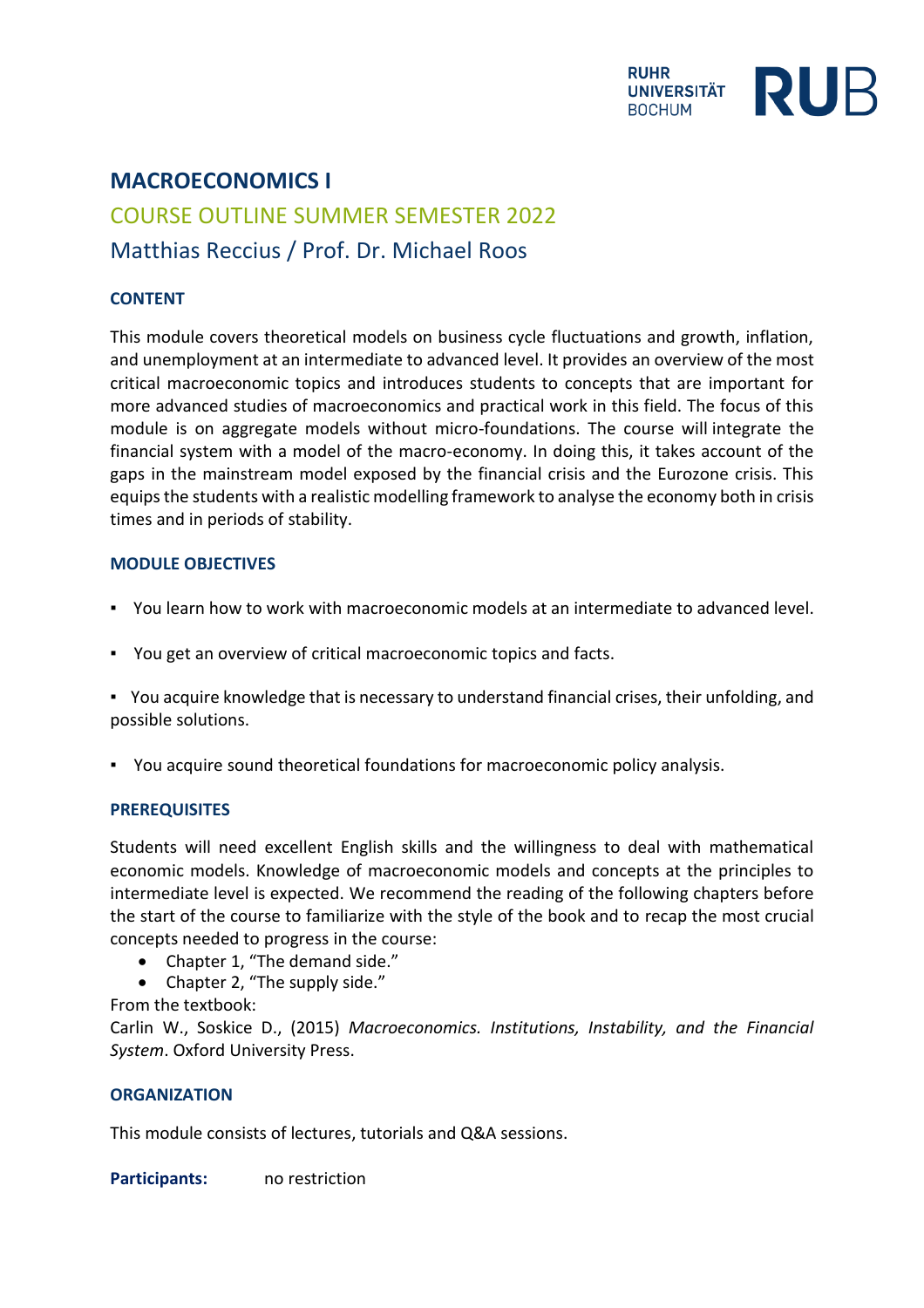# MACROECONOMICS I

## COURSE OUTLINE SUMMER SEMESTER 2022

## Matthias Reccius / Prof. Dr. Michael Roos

### CONTENT

This module covers theoretical models on business cycle fluctuations and growth, inflation, and unemployment at an intermediate to advanced level. It provides an overview of the most critical macroeconomic topics and introduces students to concepts that are important for more advanced studies of macroeconomics and practical work in this field. The focus of this module is on aggregate models without micro-foundations. The course will integrate the financial system with a model of the macro-economy. In doing this, it takes account of the gaps in the mainstream model exposed by the financial crisis and the Eurozone crisis. This equips the students with a realistic modelling framework to analyse the economy both in crisis times and in periods of stability.

### MODULE OBJECTIVES

- You learn how to work with macroeconomic models at an intermediate to advanced level.
- You get an overview of critical macroeconomic topics and facts.
- You acquire knowledge that is necessary to understand financial crises, their unfolding, and possible solutions.
- You acquire sound theoretical foundations for macroeconomic policy analysis.

### PREREQUISITES

Students will need excellent English skills and the willingness to deal with mathematical economic models. Knowledge of macroeconomic models and concepts at the principles to intermediate level is expected. We recommend the reading of the following chapters before the start of the course to familiarize with the style of the book and to recap the most crucial concepts needed to progress in the course:

- Chapter 1, "The demand side."
- Chapter 2, "The supply side."

From the textbook:
Carlin W., Soskice D., (2015) *Macroeconomics. Institutions, Instability, and the Financial System*. Oxford University Press.

### ORGANIZATION

This module consists of lectures, tutorials and Q&A sessions.

**Participants:** no restriction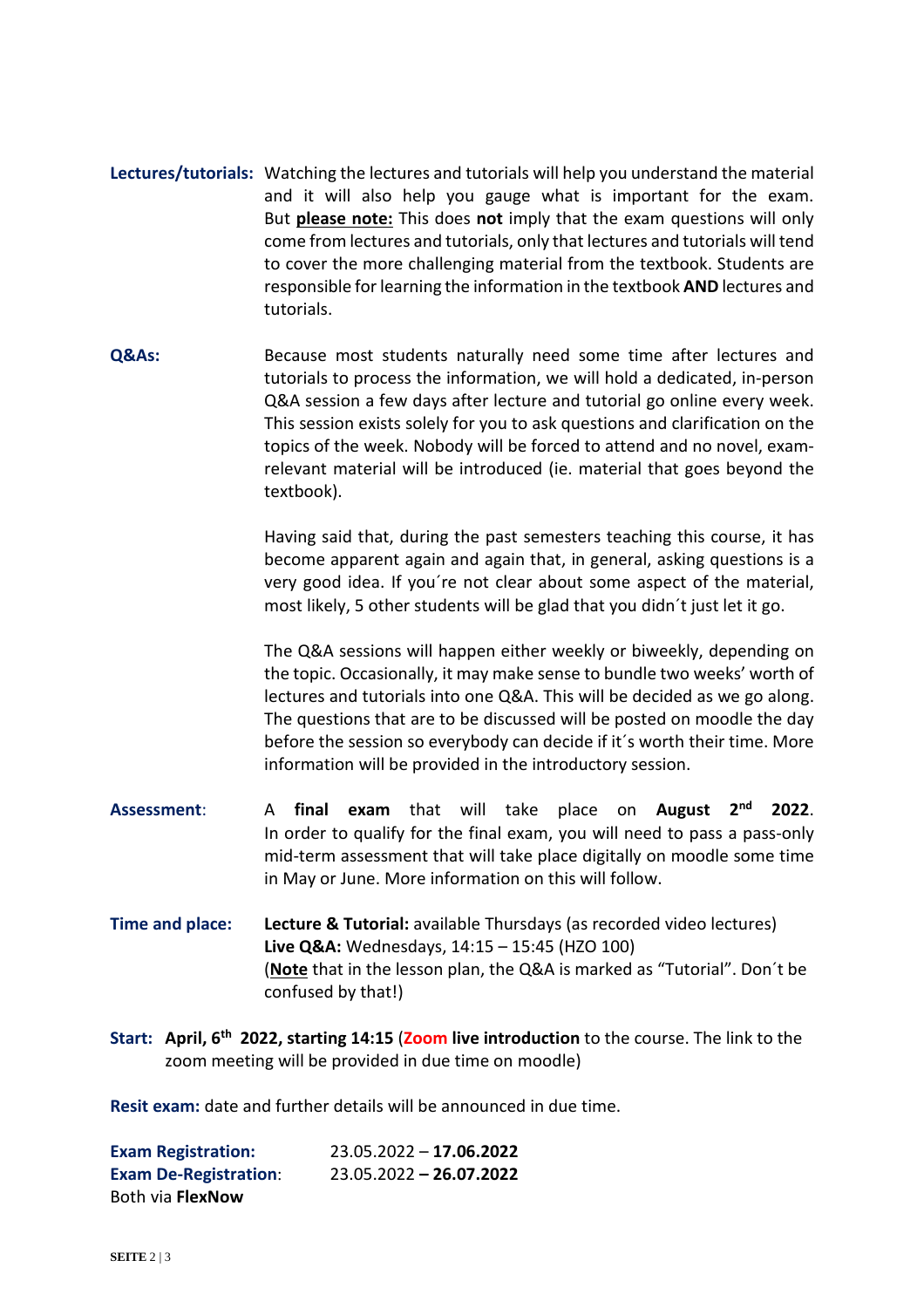**Lectures/tutorials:** Watching the lectures and tutorials will help you understand the material and it will also help you gauge what is important for the exam. But **please note:** This does **not** imply that the exam questions will only come from lectures and tutorials, only that lectures and tutorials will tend to cover the more challenging material from the textbook. Students are responsible for learning the information in the textbook **AND** lectures and tutorials.

**Q&As:** Because most students naturally need some time after lectures and tutorials to process the information, we will hold a dedicated, in-person Q&A session a few days after lecture and tutorial go online every week. This session exists solely for you to ask questions and clarification on the topics of the week. Nobody will be forced to attend and no novel, exam-relevant material will be introduced (ie. material that goes beyond the textbook).

Having said that, during the past semesters teaching this course, it has become apparent again and again that, in general, asking questions is a very good idea. If you´re not clear about some aspect of the material, most likely, 5 other students will be glad that you didn´t just let it go.

The Q&A sessions will happen either weekly or biweekly, depending on the topic. Occasionally, it may make sense to bundle two weeks' worth of lectures and tutorials into one Q&A. This will be decided as we go along. The questions that are to be discussed will be posted on moodle the day before the session so everybody can decide if it´s worth their time. More information will be provided in the introductory session.

**Assessment**: A **final exam** that will take place on **August 2nd 2022**. In order to qualify for the final exam, you will need to pass a pass-only mid-term assessment that will take place digitally on moodle some time in May or June. More information on this will follow.

**Time and place:** **Lecture & Tutorial:** available Thursdays (as recorded video lectures)
**Live Q&A:** Wednesdays, 14:15 – 15:45 (HZO 100)
(**Note** that in the lesson plan, the Q&A is marked as "Tutorial". Don´t be confused by that!)

**Start:** **April, 6th 2022, starting 14:15** (**Zoom live introduction** to the course. The link to the zoom meeting will be provided in due time on moodle)

**Resit exam:** date and further details will be announced in due time.

**Exam Registration:** 23.05.2022 – **17.06.2022**
**Exam De-Registration**: 23.05.2022 **– 26.07.2022**
Both via **FlexNow**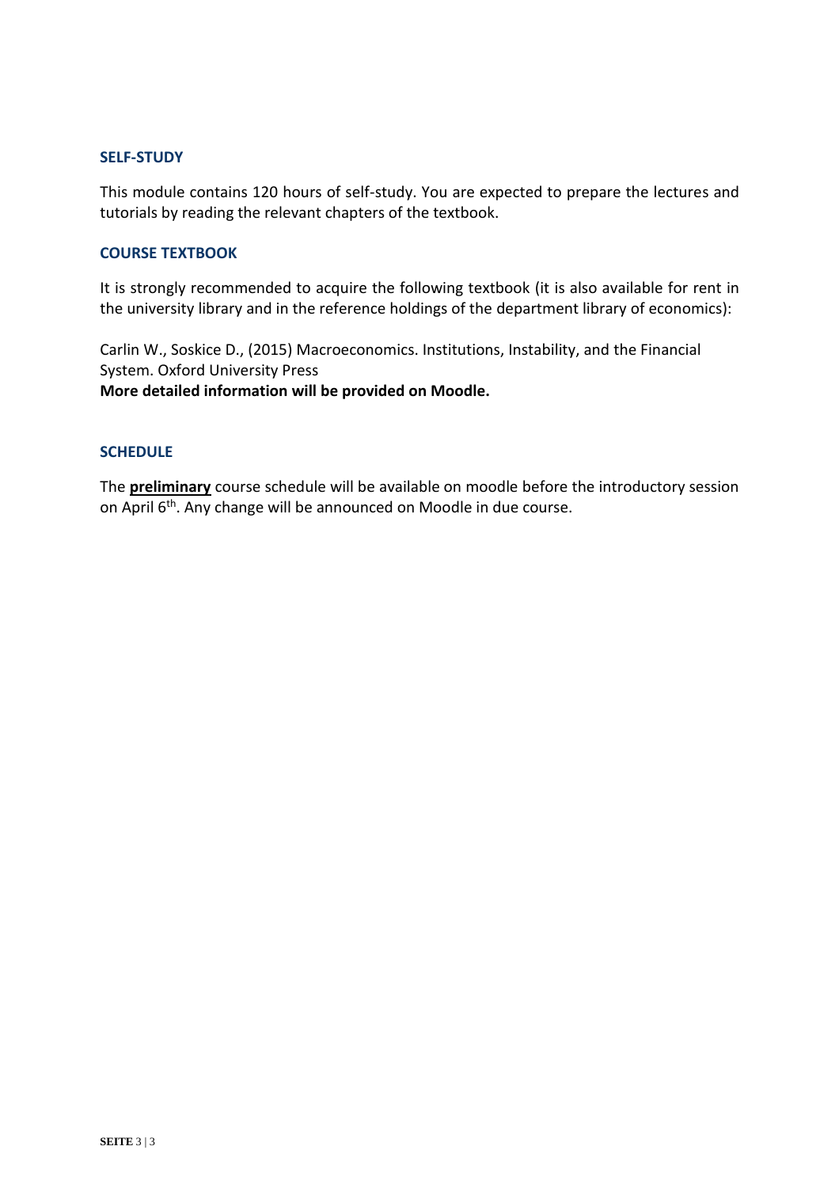### SELF-STUDY

This module contains 120 hours of self-study. You are expected to prepare the lectures and tutorials by reading the relevant chapters of the textbook.

### COURSE TEXTBOOK

It is strongly recommended to acquire the following textbook (it is also available for rent in the university library and in the reference holdings of the department library of economics):

Carlin W., Soskice D., (2015) Macroeconomics. Institutions, Instability, and the Financial System. Oxford University Press
**More detailed information will be provided on Moodle.**

### SCHEDULE

The **preliminary** course schedule will be available on moodle before the introductory session on April 6th. Any change will be announced on Moodle in due course.